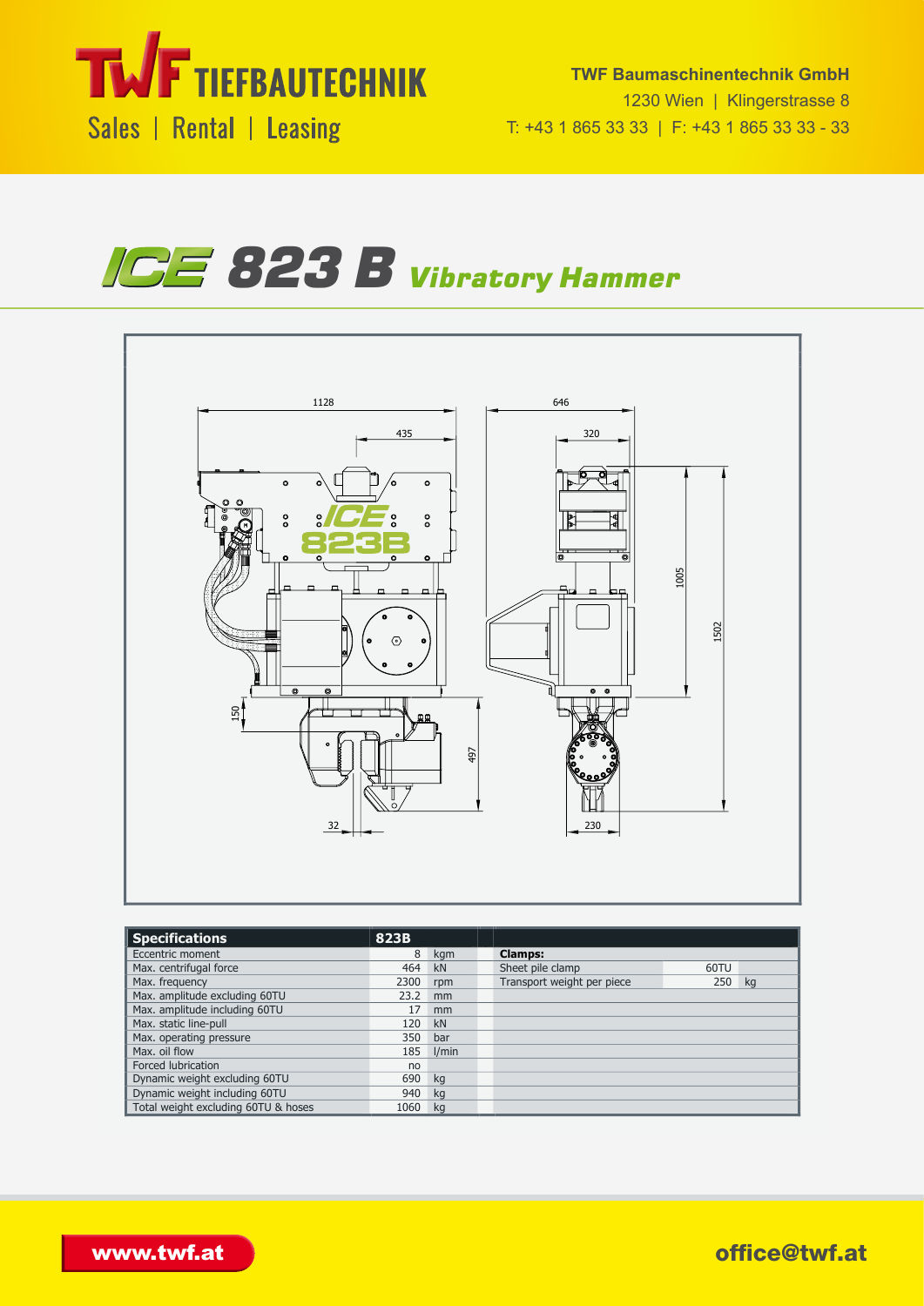TWF TIEFBAUTECHNIK

Sales | Rental | Leasing

**TWF Baumaschinentechnik GmbH**
1230 Wien | Klingerstrasse 8
T: +43 1 865 33 33 | F: +43 1 865 33 33 - 33

# ICE 823 B *Vibratory Hammer*

| Specifications | 823B | | | Clamps: | | |
|---|---|---|---|---|---|---|
| Eccentric moment | 8 | kgm | | Sheet pile clamp | 60TU | |
| Max. centrifugal force | 464 | kN | | Transport weight per piece | 250 | kg |
| Max. frequency | 2300 | rpm | | | | |
| Max. amplitude excluding 60TU | 23.2 | mm | | | | |
| Max. amplitude including 60TU | 17 | mm | | | | |
| Max. static line-pull | 120 | kN | | | | |
| Max. operating pressure | 350 | bar | | | | |
| Max. oil flow | 185 | l/min | | | | |
| Forced lubrication | no | | | | | |
| Dynamic weight excluding 60TU | 690 | kg | | | | |
| Dynamic weight including 60TU | 940 | kg | | | | |
| Total weight excluding 60TU & hoses | 1060 | kg | | | | |

www.twf.at

office@twf.at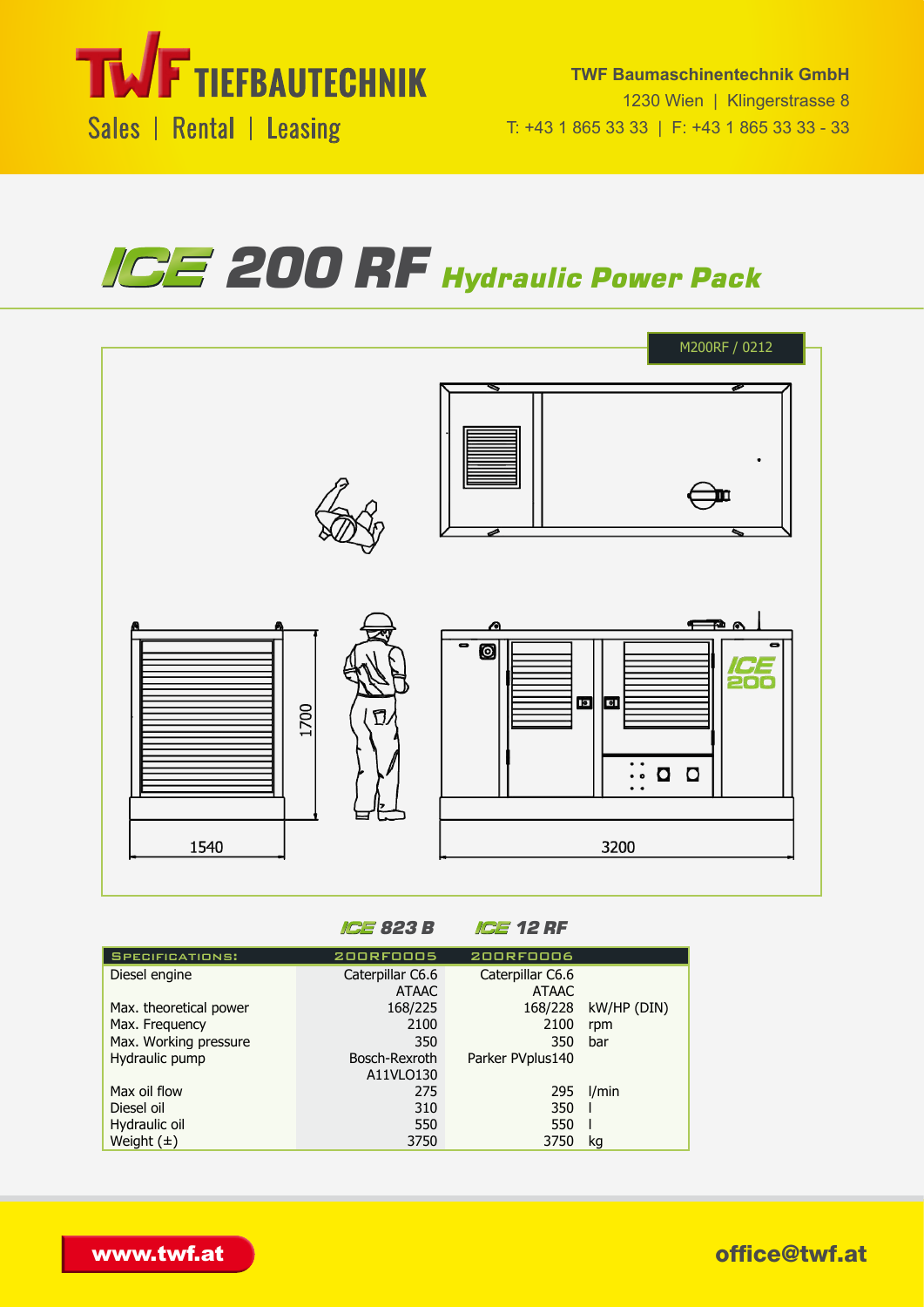TWF TIEFBAUTECHNIK

Sales | Rental | Leasing

**TWF Baumaschinentechnik GmbH**
1230 Wien | Klingerstrasse 8
T: +43 1 865 33 33 | F: +43 1 865 33 33 - 33

# ICE 200 RF *Hydraulic Power Pack*

M200RF / 0212

1700

1540

3200

| SPECIFICATIONS: | ICE 823 B<br>200RF0005 | ICE 12 RF<br>200RF0006 | |
|---|---|---|---|
| Diesel engine | Caterpillar C6.6<br>ATAAC | Caterpillar C6.6<br>ATAAC | |
| Max. theoretical power | 168/225 | 168/228 | kW/HP (DIN) |
| Max. Frequency | 2100 | 2100 | rpm |
| Max. Working pressure | 350 | 350 | bar |
| Hydraulic pump | Bosch-Rexroth<br>A11VLO130 | Parker PVplus140 | |
| Max oil flow | 275 | 295 | l/min |
| Diesel oil | 310 | 350 | l |
| Hydraulic oil | 550 | 550 | l |
| Weight (±) | 3750 | 3750 | kg |

www.twf.at

office@twf.at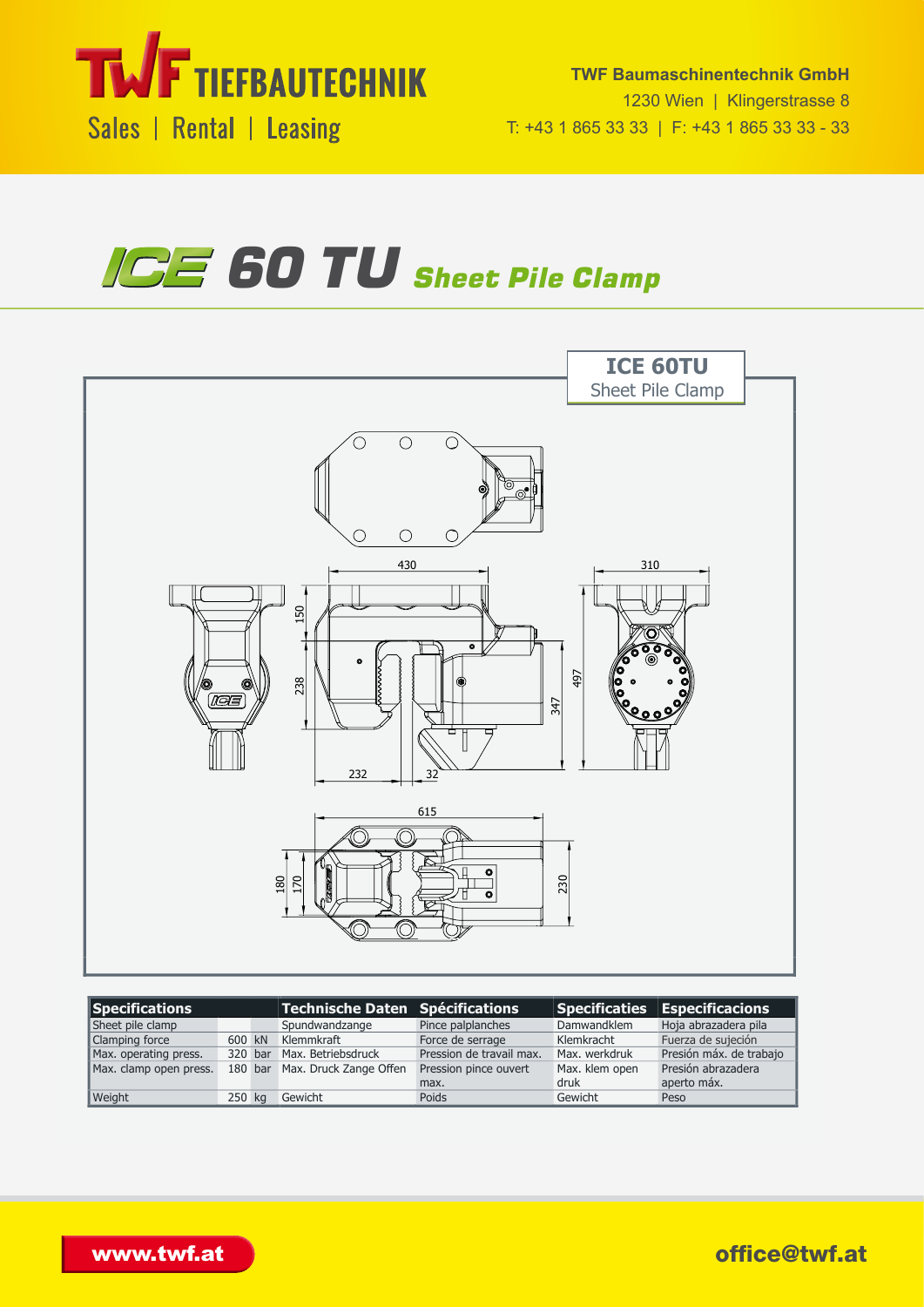TWF TIEFBAUTECHNIK

Sales | Rental | Leasing

**TWF Baumaschinentechnik GmbH**
1230 Wien | Klingerstrasse 8
T: +43 1 865 33 33 | F: +43 1 865 33 33 - 33

# ICE 60 TU Sheet Pile Clamp

**ICE 60TU**
Sheet Pile Clamp

430
310
150
238
497
347
232
32
615
180
170
230

| Specifications | | | Technische Daten | Spécifications | Specificaties | Especificacions |
|---|---|---|---|---|---|---|
| Sheet pile clamp | | | Spundwandzange | Pince palplanches | Damwandklem | Hoja abrazadera pila |
| Clamping force | 600 | kN | Klemmkraft | Force de serrage | Klemkracht | Fuerza de sujeción |
| Max. operating press. | 320 | bar | Max. Betriebsdruck | Pression de travail max. | Max. werkdruk | Presión máx. de trabajo |
| Max. clamp open press. | 180 | bar | Max. Druck Zange Offen | Pression pince ouvert max. | Max. klem open druk | Presión abrazadera aperto máx. |
| Weight | 250 | kg | Gewicht | Poids | Gewicht | Peso |

www.twf.at

office@twf.at